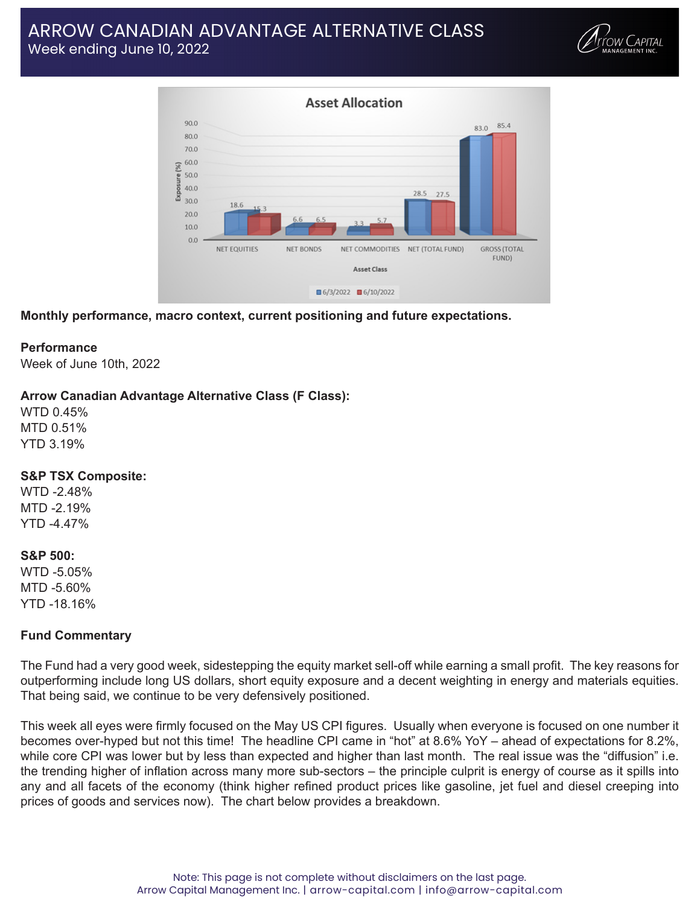# ARROW CANADIAN ADVANTAGE ALTERNATIVE CLASS

Week ending June 10, 2022

**Monthly performance, macro context, current positioning and future expectations.**

**Performance**

Week of June 10th, 2022

**Arrow Canadian Advantage Alternative Class (F Class):**

WTD 0.45%
MTD 0.51%
YTD 3.19%

**S&P TSX Composite:**

WTD -2.48%
MTD -2.19%
YTD -4.47%

**S&P 500:**

WTD -5.05%
MTD -5.60%
YTD -18.16%

**Fund Commentary**

The Fund had a very good week, sidestepping the equity market sell-off while earning a small profit. The key reasons for outperforming include long US dollars, short equity exposure and a decent weighting in energy and materials equities. That being said, we continue to be very defensively positioned.

This week all eyes were firmly focused on the May US CPI figures. Usually when everyone is focused on one number it becomes over-hyped but not this time! The headline CPI came in "hot" at 8.6% YoY – ahead of expectations for 8.2%, while core CPI was lower but by less than expected and higher than last month. The real issue was the "diffusion" i.e. the trending higher of inflation across many more sub-sectors – the principle culprit is energy of course as it spills into any and all facets of the economy (think higher refined product prices like gasoline, jet fuel and diesel creeping into prices of goods and services now). The chart below provides a breakdown.

Note: This page is not complete without disclaimers on the last page.
Arrow Capital Management Inc. | arrow-capital.com | info@arrow-capital.com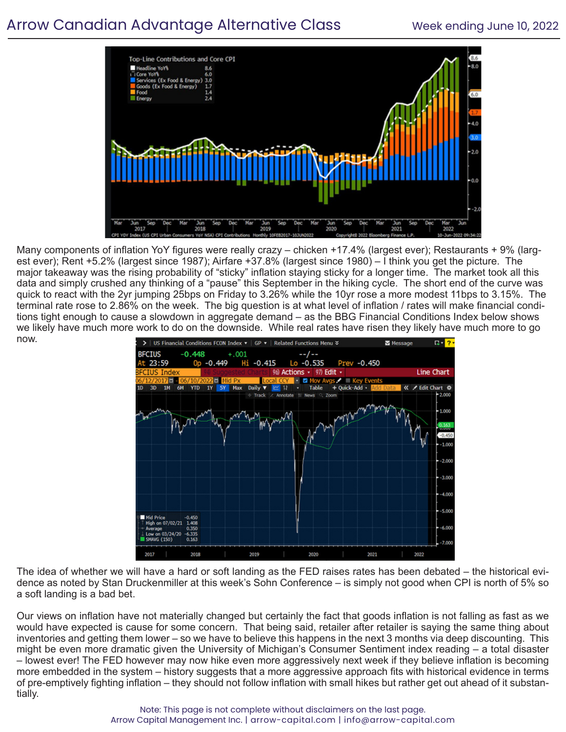Many components of inflation YoY figures were really crazy – chicken +17.4% (largest ever); Restaurants + 9% (largest ever); Rent +5.2% (largest since 1987); Airfare +37.8% (largest since 1980) – I think you get the picture. The major takeaway was the rising probability of "sticky" inflation staying sticky for a longer time. The market took all this data and simply crushed any thinking of a "pause" this September in the hiking cycle. The short end of the curve was quick to react with the 2yr jumping 25bps on Friday to 3.26% while the 10yr rose a more modest 11bps to 3.15%. The terminal rate rose to 2.86% on the week. The big question is at what level of inflation / rates will make financial conditions tight enough to cause a slowdown in aggregate demand – as the BBG Financial Conditions Index below shows we likely have much more work to do on the downside. While real rates have risen they likely have much more to go now.

The idea of whether we will have a hard or soft landing as the FED raises rates has been debated – the historical evidence as noted by Stan Druckenmiller at this week's Sohn Conference – is simply not good when CPI is north of 5% so a soft landing is a bad bet.

Our views on inflation have not materially changed but certainly the fact that goods inflation is not falling as fast as we would have expected is cause for some concern. That being said, retailer after retailer is saying the same thing about inventories and getting them lower – so we have to believe this happens in the next 3 months via deep discounting. This might be even more dramatic given the University of Michigan's Consumer Sentiment index reading – a total disaster – lowest ever! The FED however may now hike even more aggressively next week if they believe inflation is becoming more embedded in the system – history suggests that a more aggressive approach fits with historical evidence in terms of pre-emptively fighting inflation – they should not follow inflation with small hikes but rather get out ahead of it substantially.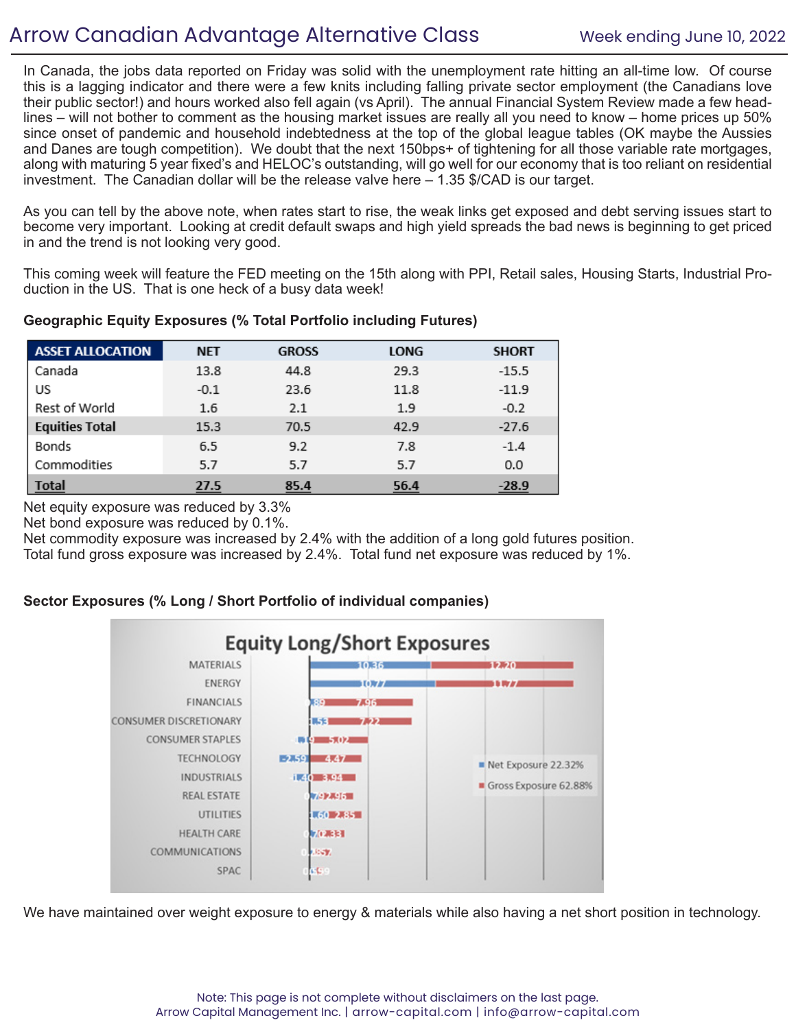# Arrow Canadian Advantage Alternative Class

Week ending June 10, 2022

In Canada, the jobs data reported on Friday was solid with the unemployment rate hitting an all-time low. Of course this is a lagging indicator and there were a few knits including falling private sector employment (the Canadians love their public sector!) and hours worked also fell again (vs April). The annual Financial System Review made a few headlines – will not bother to comment as the housing market issues are really all you need to know – home prices up 50% since onset of pandemic and household indebtedness at the top of the global league tables (OK maybe the Aussies and Danes are tough competition). We doubt that the next 150bps+ of tightening for all those variable rate mortgages, along with maturing 5 year fixed's and HELOC's outstanding, will go well for our economy that is too reliant on residential investment. The Canadian dollar will be the release valve here – 1.35 $/CAD is our target.

As you can tell by the above note, when rates start to rise, the weak links get exposed and debt serving issues start to become very important. Looking at credit default swaps and high yield spreads the bad news is beginning to get priced in and the trend is not looking very good.

This coming week will feature the FED meeting on the 15th along with PPI, Retail sales, Housing Starts, Industrial Production in the US. That is one heck of a busy data week!

**Geographic Equity Exposures (% Total Portfolio including Futures)**

| ASSET ALLOCATION | NET | GROSS | LONG | SHORT |
|---|---|---|---|---|
| Canada | 13.8 | 44.8 | 29.3 | -15.5 |
| US | -0.1 | 23.6 | 11.8 | -11.9 |
| Rest of World | 1.6 | 2.1 | 1.9 | -0.2 |
| **Equities Total** | 15.3 | 70.5 | 42.9 | -27.6 |
| Bonds | 6.5 | 9.2 | 7.8 | -1.4 |
| Commodities | 5.7 | 5.7 | 5.7 | 0.0 |
| **Total** | **27.5** | **85.4** | **56.4** | **-28.9** |

Net equity exposure was reduced by 3.3%
Net bond exposure was reduced by 0.1%.
Net commodity exposure was increased by 2.4% with the addition of a long gold futures position.
Total fund gross exposure was increased by 2.4%. Total fund net exposure was reduced by 1%.

**Sector Exposures (% Long / Short Portfolio of individual companies)**

**Equity Long/Short Exposures**

| Sector | Net Exposure | Gross Exposure |
|---|---|---|
| MATERIALS | 10.36 | 12.20 |
| ENERGY | 10.77 | 11.77 |
| FINANCIALS | .89 | 7.96 |
| CONSUMER DISCRETIONARY | 1.53 | 7.22 |
| CONSUMER STAPLES | -1.19 | 5.02 |
| TECHNOLOGY | -2.59 | 4.47 |
| INDUSTRIALS | -1.40 | 3.94 |
| REAL ESTATE | 0.79 | 2.96 |
| UTILITIES | 1.60 | 2.85 |
| HEALTH CARE | 0.70 | 2.33 |
| COMMUNICATIONS | 0.35 | .57 |
| SPAC | 0.59 | .59 |

Net Exposure 22.32%
Gross Exposure 62.88%

We have maintained over weight exposure to energy & materials while also having a net short position in technology.

Note: This page is not complete without disclaimers on the last page.
Arrow Capital Management Inc. | arrow-capital.com | info@arrow-capital.com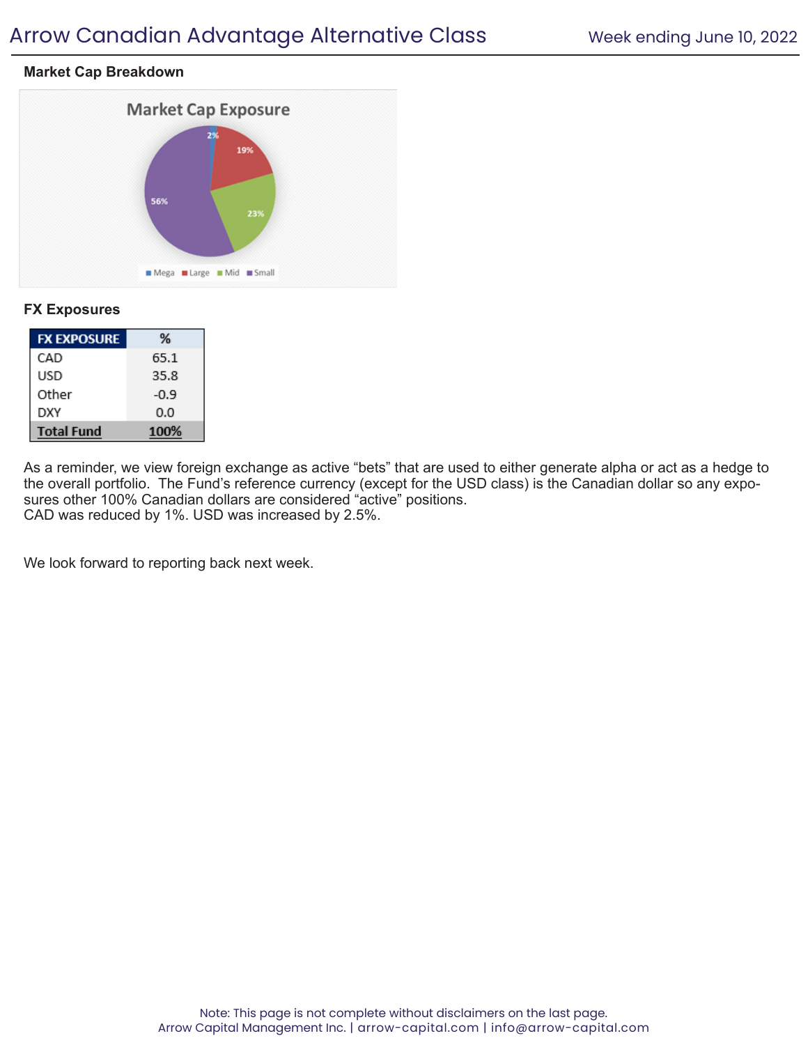## Market Cap Breakdown

## FX Exposures

| FX EXPOSURE | % |
|---|---|
| CAD | 65.1 |
| USD | 35.8 |
| Other | -0.9 |
| DXY | 0.0 |
| **Total Fund** | **100%** |

As a reminder, we view foreign exchange as active “bets” that are used to either generate alpha or act as a hedge to the overall portfolio. The Fund’s reference currency (except for the USD class) is the Canadian dollar so any exposures other 100% Canadian dollars are considered “active” positions.
CAD was reduced by 1%. USD was increased by 2.5%.

We look forward to reporting back next week.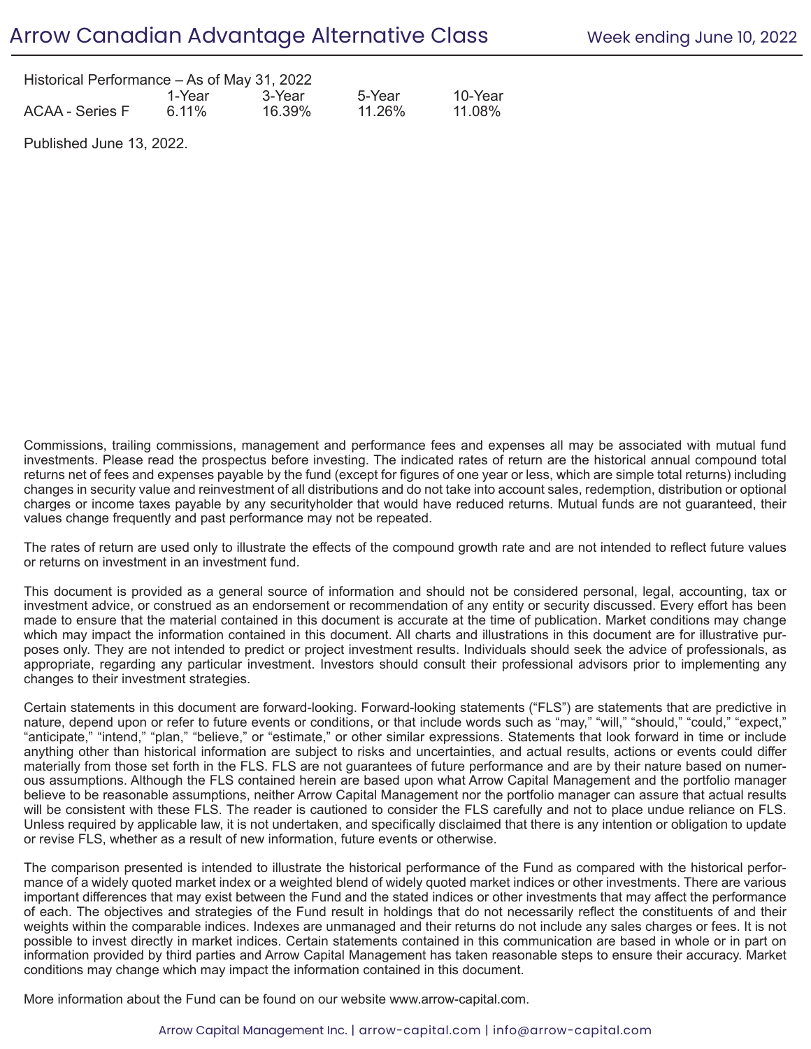Historical Performance – As of May 31, 2022

| | 1-Year | 3-Year | 5-Year | 10-Year |
|---|---|---|---|---|
| ACAA - Series F | 6.11% | 16.39% | 11.26% | 11.08% |

Published June 13, 2022.

Commissions, trailing commissions, management and performance fees and expenses all may be associated with mutual fund investments. Please read the prospectus before investing. The indicated rates of return are the historical annual compound total returns net of fees and expenses payable by the fund (except for figures of one year or less, which are simple total returns) including changes in security value and reinvestment of all distributions and do not take into account sales, redemption, distribution or optional charges or income taxes payable by any securityholder that would have reduced returns. Mutual funds are not guaranteed, their values change frequently and past performance may not be repeated.

The rates of return are used only to illustrate the effects of the compound growth rate and are not intended to reflect future values or returns on investment in an investment fund.

This document is provided as a general source of information and should not be considered personal, legal, accounting, tax or investment advice, or construed as an endorsement or recommendation of any entity or security discussed. Every effort has been made to ensure that the material contained in this document is accurate at the time of publication. Market conditions may change which may impact the information contained in this document. All charts and illustrations in this document are for illustrative purposes only. They are not intended to predict or project investment results. Individuals should seek the advice of professionals, as appropriate, regarding any particular investment. Investors should consult their professional advisors prior to implementing any changes to their investment strategies.

Certain statements in this document are forward-looking. Forward-looking statements ("FLS") are statements that are predictive in nature, depend upon or refer to future events or conditions, or that include words such as "may," "will," "should," "could," "expect," "anticipate," "intend," "plan," "believe," or "estimate," or other similar expressions. Statements that look forward in time or include anything other than historical information are subject to risks and uncertainties, and actual results, actions or events could differ materially from those set forth in the FLS. FLS are not guarantees of future performance and are by their nature based on numerous assumptions. Although the FLS contained herein are based upon what Arrow Capital Management and the portfolio manager believe to be reasonable assumptions, neither Arrow Capital Management nor the portfolio manager can assure that actual results will be consistent with these FLS. The reader is cautioned to consider the FLS carefully and not to place undue reliance on FLS. Unless required by applicable law, it is not undertaken, and specifically disclaimed that there is any intention or obligation to update or revise FLS, whether as a result of new information, future events or otherwise.

The comparison presented is intended to illustrate the historical performance of the Fund as compared with the historical performance of a widely quoted market index or a weighted blend of widely quoted market indices or other investments. There are various important differences that may exist between the Fund and the stated indices or other investments that may affect the performance of each. The objectives and strategies of the Fund result in holdings that do not necessarily reflect the constituents of and their weights within the comparable indices. Indexes are unmanaged and their returns do not include any sales charges or fees. It is not possible to invest directly in market indices. Certain statements contained in this communication are based in whole or in part on information provided by third parties and Arrow Capital Management has taken reasonable steps to ensure their accuracy. Market conditions may change which may impact the information contained in this document.

More information about the Fund can be found on our website www.arrow-capital.com.